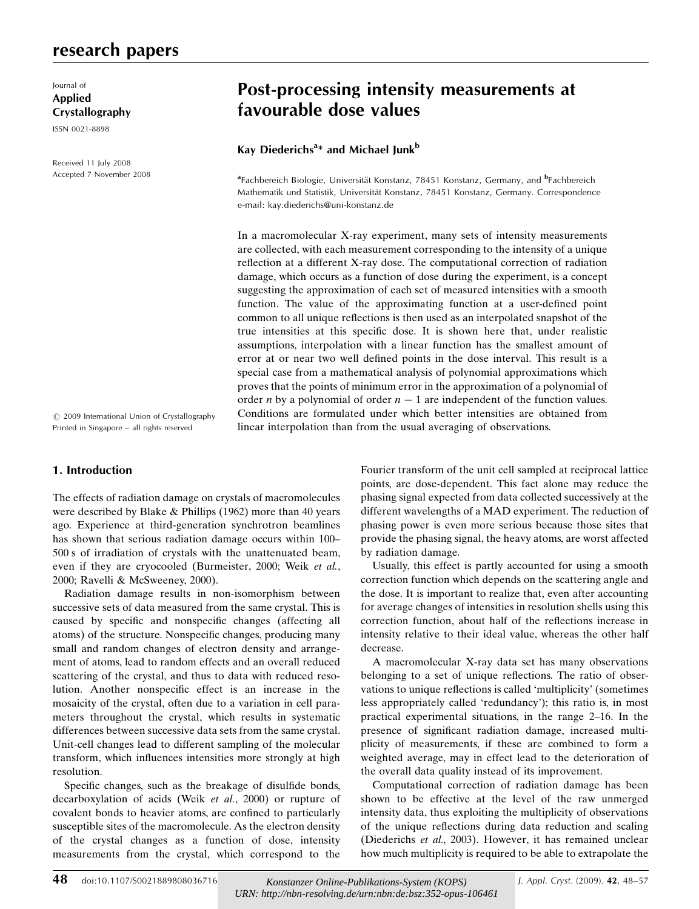Journal of
**Applied Crystallography**
ISSN 0021-8898

Received 11 July 2008
Accepted 7 November 2008

© 2009 International Union of Crystallography
Printed in Singapore – all rights reserved

# Post-processing intensity measurements at favourable dose values

**Kay Diederichs[a]* and Michael Junk[b]**

[a]Fachbereich Biologie, Universität Konstanz, 78451 Konstanz, Germany, and [b]Fachbereich Mathematik und Statistik, Universität Konstanz, 78451 Konstanz, Germany. Correspondence e-mail: kay.diederichs@uni-konstanz.de

In a macromolecular X-ray experiment, many sets of intensity measurements are collected, with each measurement corresponding to the intensity of a unique reflection at a different X-ray dose. The computational correction of radiation damage, which occurs as a function of dose during the experiment, is a concept suggesting the approximation of each set of measured intensities with a smooth function. The value of the approximating function at a user-defined point common to all unique reflections is then used as an interpolated snapshot of the true intensities at this specific dose. It is shown here that, under realistic assumptions, interpolation with a linear function has the smallest amount of error at or near two well defined points in the dose interval. This result is a special case from a mathematical analysis of polynomial approximations which proves that the points of minimum error in the approximation of a polynomial of order $n$ by a polynomial of order $n-1$ are independent of the function values. Conditions are formulated under which better intensities are obtained from linear interpolation than from the usual averaging of observations.

## 1. Introduction

The effects of radiation damage on crystals of macromolecules were described by Blake & Phillips (1962) more than 40 years ago. Experience at third-generation synchrotron beamlines has shown that serious radiation damage occurs within 100–500 s of irradiation of crystals with the unattenuated beam, even if they are cryocooled (Burmeister, 2000; Weik *et al.*, 2000; Ravelli & McSweeney, 2000).

Radiation damage results in non-isomorphism between successive sets of data measured from the same crystal. This is caused by specific and nonspecific changes (affecting all atoms) of the structure. Nonspecific changes, producing many small and random changes of electron density and arrangement of atoms, lead to random effects and an overall reduced scattering of the crystal, and thus to data with reduced resolution. Another nonspecific effect is an increase in the mosaicity of the crystal, often due to a variation in cell parameters throughout the crystal, which results in systematic differences between successive data sets from the same crystal. Unit-cell changes lead to different sampling of the molecular transform, which influences intensities more strongly at high resolution.

Specific changes, such as the breakage of disulfide bonds, decarboxylation of acids (Weik *et al.*, 2000) or rupture of covalent bonds to heavier atoms, are confined to particularly susceptible sites of the macromolecule. As the electron density of the crystal changes as a function of dose, intensity measurements from the crystal, which correspond to the Fourier transform of the unit cell sampled at reciprocal lattice points, are dose-dependent. This fact alone may reduce the phasing signal expected from data collected successively at the different wavelengths of a MAD experiment. The reduction of phasing power is even more serious because those sites that provide the phasing signal, the heavy atoms, are worst affected by radiation damage.

Usually, this effect is partly accounted for using a smooth correction function which depends on the scattering angle and the dose. It is important to realize that, even after accounting for average changes of intensities in resolution shells using this correction function, about half of the reflections increase in intensity relative to their ideal value, whereas the other half decrease.

A macromolecular X-ray data set has many observations belonging to a set of unique reflections. The ratio of observations to unique reflections is called 'multiplicity' (sometimes less appropriately called 'redundancy'); this ratio is, in most practical experimental situations, in the range 2–16. In the presence of significant radiation damage, increased multiplicity of measurements, if these are combined to form a weighted average, may in effect lead to the deterioration of the overall data quality instead of its improvement.

Computational correction of radiation damage has been shown to be effective at the level of the raw unmerged intensity data, thus exploiting the multiplicity of observations of the unique reflections during data reduction and scaling (Diederichs *et al.*, 2003). However, it has remained unclear how much multiplicity is required to be able to extrapolate the

doi:10.1107/S0021889808036716

Konstanzer Online-Publikations-System (KOPS)
URN: http://nbn-resolving.de/urn:nbn:de:bsz:352-opus-106461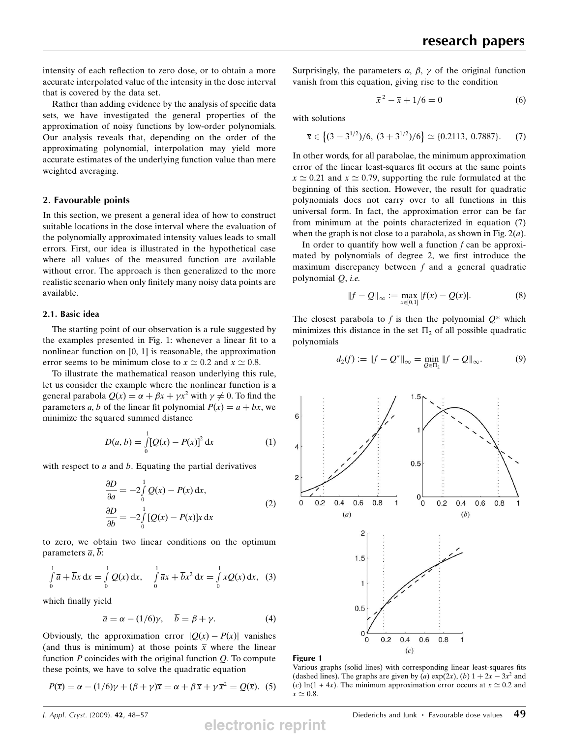intensity of each reflection to zero dose, or to obtain a more accurate interpolated value of the intensity in the dose interval that is covered by the data set.

Rather than adding evidence by the analysis of specific data sets, we have investigated the general properties of the approximation of noisy functions by low-order polynomials. Our analysis reveals that, depending on the order of the approximating polynomial, interpolation may yield more accurate estimates of the underlying function value than mere weighted averaging.

## 2. Favourable points

In this section, we present a general idea of how to construct suitable locations in the dose interval where the evaluation of the polynomially approximated intensity values leads to small errors. First, our idea is illustrated in the hypothetical case where all values of the measured function are available without error. The approach is then generalized to the more realistic scenario when only finitely many noisy data points are available.

### 2.1. Basic idea

The starting point of our observation is a rule suggested by the examples presented in Fig. 1: whenever a linear fit to a nonlinear function on [0, 1] is reasonable, the approximation error seems to be minimum close to $x \simeq 0.2$ and $x \simeq 0.8$.

To illustrate the mathematical reason underlying this rule, let us consider the example where the nonlinear function is a general parabola $Q(x) = \alpha + \beta x + \gamma x^2$ with $\gamma \neq 0$. To find the parameters $a$, $b$ of the linear fit polynomial $P(x) = a + bx$, we minimize the squared summed distance

$$D(a,b) = \int_0^1 [Q(x) - P(x)]^2 \, \mathrm{d}x \tag{1}$$

with respect to $a$ and $b$. Equating the partial derivatives

$$\begin{aligned} \frac{\partial D}{\partial a} &= -2\int_0^1 Q(x) - P(x) \, \mathrm{d}x, \\ \frac{\partial D}{\partial b} &= -2\int_0^1 [Q(x) - P(x)]x \, \mathrm{d}x \end{aligned} \tag{2}$$

to zero, we obtain two linear conditions on the optimum parameters $\overline{a}$, $\overline{b}$:

$$\int_0^1 \overline{a} + \overline{b}x \, \mathrm{d}x = \int_0^1 Q(x) \, \mathrm{d}x, \quad \int_0^1 \overline{a}x + \overline{b}x^2 \, \mathrm{d}x = \int_0^1 xQ(x) \, \mathrm{d}x, \tag{3}$$

which finally yield

$$\overline{a} = \alpha - (1/6)\gamma, \quad \overline{b} = \beta + \gamma. \tag{4}$$

Obviously, the approximation error $|Q(x) - P(x)|$ vanishes (and thus is minimum) at those points $\overline{x}$ where the linear function $P$ coincides with the original function $Q$. To compute these points, we have to solve the quadratic equation

$$P(\overline{x}) = \alpha - (1/6)\gamma + (\beta + \gamma)\overline{x} = \alpha + \beta\overline{x} + \gamma\overline{x}^2 = Q(\overline{x}). \tag{5}$$

Surprisingly, the parameters $\alpha$, $\beta$, $\gamma$ of the original function vanish from this equation, giving rise to the condition

$$\overline{x}^2 - \overline{x} + 1/6 = 0 \tag{6}$$

with solutions

$$\overline{x} \in \left\{(3 - 3^{1/2})/6, \ (3 + 3^{1/2})/6\right\} \simeq \{0.2113, \ 0.7887\}. \tag{7}$$

In other words, for all parabolae, the minimum approximation error of the linear least-squares fit occurs at the same points $x \simeq 0.21$ and $x \simeq 0.79$, supporting the rule formulated at the beginning of this section. However, the result for quadratic polynomials does not carry over to all functions in this universal form. In fact, the approximation error can be far from minimum at the points characterized in equation (7) when the graph is not close to a parabola, as shown in Fig. 2(*a*).

In order to quantify how well a function $f$ can be approximated by polynomials of degree 2, we first introduce the maximum discrepancy between $f$ and a general quadratic polynomial $Q$, *i.e.*

$$\|f - Q\|_\infty := \max_{x \in [0,1]} |f(x) - Q(x)|. \tag{8}$$

The closest parabola to $f$ is then the polynomial $Q^*$ which minimizes this distance in the set $\Pi_2$ of all possible quadratic polynomials

$$d_2(f) := \|f - Q^*\|_\infty = \min_{Q \in \Pi_2} \|f - Q\|_\infty. \tag{9}$$

**Figure 1**
Various graphs (solid lines) with corresponding linear least-squares fits (dashed lines). The graphs are given by (*a*) $\exp(2x)$, (*b*) $1 + 2x - 3x^2$ and (*c*) $\ln(1 + 4x)$. The minimum approximation error occurs at $x \simeq 0.2$ and $x \simeq 0.8$.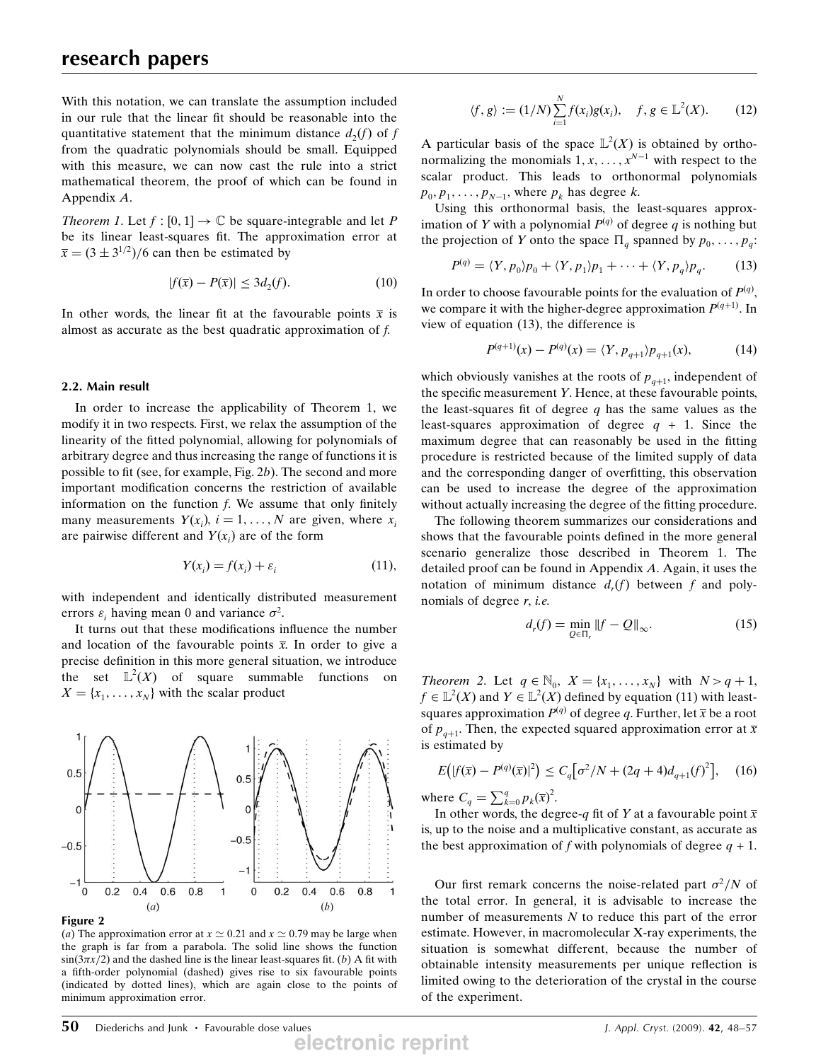With this notation, we can translate the assumption included in our rule that the linear fit should be reasonable into the quantitative statement that the minimum distance $d_2(f)$ of $f$ from the quadratic polynomials should be small. Equipped with this measure, we can now cast the rule into a strict mathematical theorem, the proof of which can be found in Appendix *A*.

*Theorem 1*. Let $f : [0, 1] \to \mathbb{C}$ be square-integrable and let $P$ be its linear least-squares fit. The approximation error at $\bar{x} = (3 \pm 3^{1/2})/6$ can then be estimated by

$$|f(\bar{x}) - P(\bar{x})| \leq 3d_2(f). \tag{10}$$

In other words, the linear fit at the favourable points $\bar{x}$ is almost as accurate as the best quadratic approximation of $f$.

### 2.2. Main result

In order to increase the applicability of Theorem 1, we modify it in two respects. First, we relax the assumption of the linearity of the fitted polynomial, allowing for polynomials of arbitrary degree and thus increasing the range of functions it is possible to fit (see, for example, Fig. 2*b*). The second and more important modification concerns the restriction of available information on the function $f$. We assume that only finitely many measurements $Y(x_i)$, $i = 1, \ldots, N$ are given, where $x_i$ are pairwise different and $Y(x_i)$ are of the form

$$Y(x_i) = f(x_i) + \varepsilon_i \tag{11}$$

with independent and identically distributed measurement errors $\varepsilon_i$ having mean 0 and variance $\sigma^2$.

It turns out that these modifications influence the number and location of the favourable points $\bar{x}$. In order to give a precise definition in this more general situation, we introduce the set $\mathbb{L}^2(X)$ of square summable functions on $X = \{x_1, \ldots, x_N\}$ with the scalar product

$$\langle f, g \rangle := (1/N) \sum_{i=1}^{N} f(x_i) g(x_i), \quad f, g \in \mathbb{L}^2(X). \tag{12}$$

A particular basis of the space $\mathbb{L}^2(X)$ is obtained by orthonormalizing the monomials $1, x, \ldots, x^{N-1}$ with respect to the scalar product. This leads to orthonormal polynomials $p_0, p_1, \ldots, p_{N-1}$, where $p_k$ has degree $k$.

Using this orthonormal basis, the least-squares approximation of $Y$ with a polynomial $P^{(q)}$ of degree $q$ is nothing but the projection of $Y$ onto the space $\Pi_q$ spanned by $p_0, \ldots, p_q$:

$$P^{(q)} = \langle Y, p_0 \rangle p_0 + \langle Y, p_1 \rangle p_1 + \cdots + \langle Y, p_q \rangle p_q. \tag{13}$$

In order to choose favourable points for the evaluation of $P^{(q)}$, we compare it with the higher-degree approximation $P^{(q+1)}$. In view of equation (13), the difference is

$$P^{(q+1)}(x) - P^{(q)}(x) = \langle Y, p_{q+1} \rangle p_{q+1}(x), \tag{14}$$

which obviously vanishes at the roots of $p_{q+1}$, independent of the specific measurement $Y$. Hence, at these favourable points, the least-squares fit of degree $q$ has the same values as the least-squares approximation of degree $q + 1$. Since the maximum degree that can reasonably be used in the fitting procedure is restricted because of the limited supply of data and the corresponding danger of overfitting, this observation can be used to increase the degree of the approximation without actually increasing the degree of the fitting procedure.

The following theorem summarizes our considerations and shows that the favourable points defined in the more general scenario generalize those described in Theorem 1. The detailed proof can be found in Appendix *A*. Again, it uses the notation of minimum distance $d_r(f)$ between $f$ and polynomials of degree $r$, *i.e.*

$$d_r(f) = \min_{Q \in \Pi_r} \|f - Q\|_\infty. \tag{15}$$

*Theorem 2*. Let $q \in \mathbb{N}_0$, $X = \{x_1, \ldots, x_N\}$ with $N > q + 1$, $f \in \mathbb{L}^2(X)$ and $Y \in \mathbb{L}^2(X)$ defined by equation (11) with least-squares approximation $P^{(q)}$ of degree $q$. Further, let $\bar{x}$ be a root of $p_{q+1}$. Then, the expected squared approximation error at $\bar{x}$ is estimated by

$$E\left(|f(\bar{x}) - P^{(q)}(\bar{x})|^2\right) \leq C_q\left[\sigma^2/N + (2q + 4)d_{q+1}(f)^2\right], \tag{16}$$

where $C_q = \sum_{k=0}^{q} p_k(\bar{x})^2$.

In other words, the degree-$q$ fit of $Y$ at a favourable point $\bar{x}$ is, up to the noise and a multiplicative constant, as accurate as the best approximation of $f$ with polynomials of degree $q + 1$.

Our first remark concerns the noise-related part $\sigma^2/N$ of the total error. In general, it is advisable to increase the number of measurements $N$ to reduce this part of the error estimate. However, in macromolecular X-ray experiments, the situation is somewhat different, because the number of obtainable intensity measurements per unique reflection is limited owing to the deterioration of the crystal in the course of the experiment.

**Figure 2**
(*a*) The approximation error at $x \simeq 0.21$ and $x \simeq 0.79$ may be large when the graph is far from a parabola. The solid line shows the function $\sin(3\pi x/2)$ and the dashed line is the linear least-squares fit. (*b*) A fit with a fifth-order polynomial (dashed) gives rise to six favourable points (indicated by dotted lines), which are again close to the points of minimum approximation error.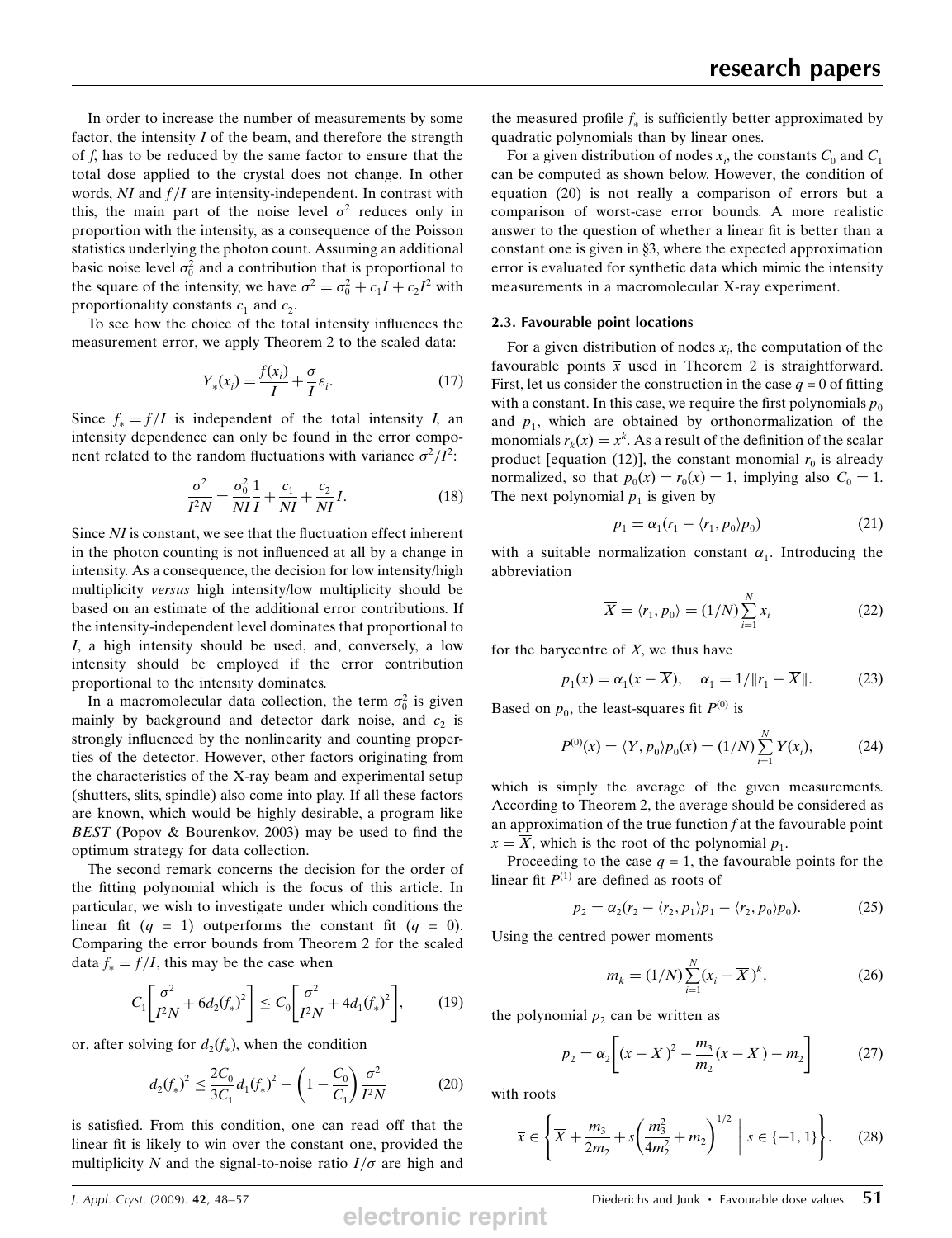In order to increase the number of measurements by some factor, the intensity $I$ of the beam, and therefore the strength of $f$, has to be reduced by the same factor to ensure that the total dose applied to the crystal does not change. In other words, $NI$ and $f/I$ are intensity-independent. In contrast with this, the main part of the noise level $\sigma^2$ reduces only in proportion with the intensity, as a consequence of the Poisson statistics underlying the photon count. Assuming an additional basic noise level $\sigma_0^2$ and a contribution that is proportional to the square of the intensity, we have $\sigma^2 = \sigma_0^2 + c_1 I + c_2 I^2$ with proportionality constants $c_1$ and $c_2$.

To see how the choice of the total intensity influences the measurement error, we apply Theorem 2 to the scaled data:

$$Y_*(x_i) = \frac{f(x_i)}{I} + \frac{\sigma}{I}\varepsilon_i. \tag{17}$$

Since $f_* = f/I$ is independent of the total intensity $I$, an intensity dependence can only be found in the error component related to the random fluctuations with variance $\sigma^2/I^2$:

$$\frac{\sigma^2}{I^2 N} = \frac{\sigma_0^2}{NI}\frac{1}{I} + \frac{c_1}{NI} + \frac{c_2}{NI}I. \tag{18}$$

Since $NI$ is constant, we see that the fluctuation effect inherent in the photon counting is not influenced at all by a change in intensity. As a consequence, the decision for low intensity/high multiplicity *versus* high intensity/low multiplicity should be based on an estimate of the additional error contributions. If the intensity-independent level dominates that proportional to $I$, a high intensity should be used, and, conversely, a low intensity should be employed if the error contribution proportional to the intensity dominates.

In a macromolecular data collection, the term $\sigma_0^2$ is given mainly by background and detector dark noise, and $c_2$ is strongly influenced by the nonlinearity and counting properties of the detector. However, other factors originating from the characteristics of the X-ray beam and experimental setup (shutters, slits, spindle) also come into play. If all these factors are known, which would be highly desirable, a program like *BEST* (Popov & Bourenkov, 2003) may be used to find the optimum strategy for data collection.

The second remark concerns the decision for the order of the fitting polynomial which is the focus of this article. In particular, we wish to investigate under which conditions the linear fit ($q$ = 1) outperforms the constant fit ($q$ = 0). Comparing the error bounds from Theorem 2 for the scaled data $f_* = f/I$, this may be the case when

$$C_1\left[\frac{\sigma^2}{I^2 N} + 6 d_2(f_*)^2\right] \le C_0\left[\frac{\sigma^2}{I^2 N} + 4 d_1(f_*)^2\right], \tag{19}$$

or, after solving for $d_2(f_*)$, when the condition

$$d_2(f_*)^2 \le \frac{2C_0}{3C_1} d_1(f_*)^2 - \left(1 - \frac{C_0}{C_1}\right)\frac{\sigma^2}{I^2 N} \tag{20}$$

is satisfied. From this condition, one can read off that the linear fit is likely to win over the constant one, provided the multiplicity $N$ and the signal-to-noise ratio $I/\sigma$ are high and the measured profile $f_*$ is sufficiently better approximated by quadratic polynomials than by linear ones.

For a given distribution of nodes $x_i$, the constants $C_0$ and $C_1$ can be computed as shown below. However, the condition of equation (20) is not really a comparison of errors but a comparison of worst-case error bounds. A more realistic answer to the question of whether a linear fit is better than a constant one is given in §3, where the expected approximation error is evaluated for synthetic data which mimic the intensity measurements in a macromolecular X-ray experiment.

### 2.3. Favourable point locations

For a given distribution of nodes $x_i$, the computation of the favourable points $\overline{x}$ used in Theorem 2 is straightforward. First, let us consider the construction in the case $q = 0$ of fitting with a constant. In this case, we require the first polynomials $p_0$ and $p_1$, which are obtained by orthonormalization of the monomials $r_k(x) = x^k$. As a result of the definition of the scalar product [equation (12)], the constant monomial $r_0$ is already normalized, so that $p_0(x) = r_0(x) = 1$, implying also $C_0 = 1$. The next polynomial $p_1$ is given by

$$p_1 = \alpha_1(r_1 - \langle r_1, p_0\rangle p_0) \tag{21}$$

with a suitable normalization constant $\alpha_1$. Introducing the abbreviation

$$\overline{X} = \langle r_1, p_0\rangle = (1/N)\sum_{i=1}^{N} x_i \tag{22}$$

for the barycentre of $X$, we thus have

$$p_1(x) = \alpha_1(x - \overline{X}), \quad \alpha_1 = 1/\|r_1 - \overline{X}\|. \tag{23}$$

Based on $p_0$, the least-squares fit $P^{(0)}$ is

$$P^{(0)}(x) = \langle Y, p_0\rangle p_0(x) = (1/N)\sum_{i=1}^{N} Y(x_i), \tag{24}$$

which is simply the average of the given measurements. According to Theorem 2, the average should be considered as an approximation of the true function $f$ at the favourable point $\overline{x} = \overline{X}$, which is the root of the polynomial $p_1$.

Proceeding to the case $q = 1$, the favourable points for the linear fit $P^{(1)}$ are defined as roots of

$$p_2 = \alpha_2(r_2 - \langle r_2, p_1\rangle p_1 - \langle r_2, p_0\rangle p_0). \tag{25}$$

Using the centred power moments

$$m_k = (1/N)\sum_{i=1}^{N}(x_i - \overline{X})^k, \tag{26}$$

the polynomial $p_2$ can be written as

$$p_2 = \alpha_2\left[(x - \overline{X})^2 - \frac{m_3}{m_2}(x - \overline{X}) - m_2\right] \tag{27}$$

with roots

$$\overline{x} \in \left\{\overline{X} + \frac{m_3}{2m_2} + s\left(\frac{m_3^2}{4m_2^2} + m_2\right)^{1/2} \;\middle|\; s \in \{-1, 1\}\right\}. \tag{28}$$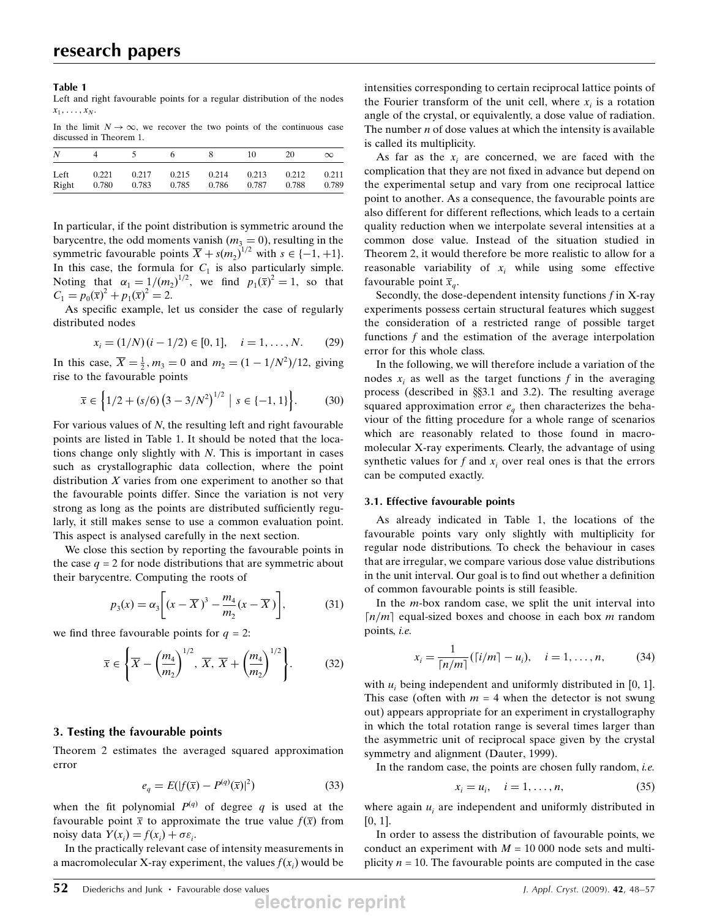**Table 1**
Left and right favourable points for a regular distribution of the nodes $x_1, \ldots, x_N$.

In the limit $N \to \infty$, we recover the two points of the continuous case discussed in Theorem 1.

| $N$ | 4 | 5 | 6 | 8 | 10 | 20 | $\infty$ |
|---|---|---|---|---|---|---|---|
| Left | 0.221 | 0.217 | 0.215 | 0.214 | 0.213 | 0.212 | 0.211 |
| Right | 0.780 | 0.783 | 0.785 | 0.786 | 0.787 | 0.788 | 0.789 |

In particular, if the point distribution is symmetric around the barycentre, the odd moments vanish ($m_3 = 0$), resulting in the symmetric favourable points $\overline{X} + s(m_2)^{1/2}$ with $s \in \{-1, +1\}$. In this case, the formula for $C_1$ is also particularly simple. Noting that $\alpha_1 = 1/(m_2)^{1/2}$, we find $p_1(\overline{x})^2 = 1$, so that $C_1 = p_0(\overline{x})^2 + p_1(\overline{x})^2 = 2$.

As specific example, let us consider the case of regularly distributed nodes

$$x_i = (1/N)(i - 1/2) \in [0, 1], \quad i = 1, \ldots, N. \tag{29}$$

In this case, $\overline{X} = \frac{1}{2}$, $m_3 = 0$ and $m_2 = (1 - 1/N^2)/12$, giving rise to the favourable points

$$\overline{x} \in \left\{ 1/2 + (s/6)\left(3 - 3/N^2\right)^{1/2} \mid s \in \{-1, 1\} \right\}. \tag{30}$$

For various values of $N$, the resulting left and right favourable points are listed in Table 1. It should be noted that the locations change only slightly with $N$. This is important in cases such as crystallographic data collection, where the point distribution $X$ varies from one experiment to another so that the favourable points differ. Since the variation is not very strong as long as the points are distributed sufficiently regularly, it still makes sense to use a common evaluation point. This aspect is analysed carefully in the next section.

We close this section by reporting the favourable points in the case $q = 2$ for node distributions that are symmetric about their barycentre. Computing the roots of

$$p_3(x) = \alpha_3 \left[ (x - \overline{X})^3 - \frac{m_4}{m_2}(x - \overline{X}) \right], \tag{31}$$

we find three favourable points for $q = 2$:

$$\overline{x} \in \left\{ \overline{X} - \left(\frac{m_4}{m_2}\right)^{1/2}, \overline{X}, \overline{X} + \left(\frac{m_4}{m_2}\right)^{1/2} \right\}. \tag{32}$$

## 3. Testing the favourable points

Theorem 2 estimates the averaged squared approximation error

$$e_q = E(|f(\overline{x}) - P^{(q)}(\overline{x})|^2) \tag{33}$$

when the fit polynomial $P^{(q)}$ of degree $q$ is used at the favourable point $\overline{x}$ to approximate the true value $f(\overline{x})$ from noisy data $Y(x_i) = f(x_i) + \sigma\varepsilon_i$.

In the practically relevant case of intensity measurements in a macromolecular X-ray experiment, the values $f(x_i)$ would be intensities corresponding to certain reciprocal lattice points of the Fourier transform of the unit cell, where $x_i$ is a rotation angle of the crystal, or equivalently, a dose value of radiation. The number $n$ of dose values at which the intensity is available is called its multiplicity.

As far as the $x_i$ are concerned, we are faced with the complication that they are not fixed in advance but depend on the experimental setup and vary from one reciprocal lattice point to another. As a consequence, the favourable points are also different for different reflections, which leads to a certain quality reduction when we interpolate several intensities at a common dose value. Instead of the situation studied in Theorem 2, it would therefore be more realistic to allow for a reasonable variability of $x_i$ while using some effective favourable point $\overline{x}_q$.

Secondly, the dose-dependent intensity functions $f$ in X-ray experiments possess certain structural features which suggest the consideration of a restricted range of possible target functions $f$ and the estimation of the average interpolation error for this whole class.

In the following, we will therefore include a variation of the nodes $x_i$ as well as the target functions $f$ in the averaging process (described in §§3.1 and 3.2). The resulting average squared approximation error $e_q$ then characterizes the behaviour of the fitting procedure for a whole range of scenarios which are reasonably related to those found in macromolecular X-ray experiments. Clearly, the advantage of using synthetic values for $f$ and $x_i$ over real ones is that the errors can be computed exactly.

### 3.1. Effective favourable points

As already indicated in Table 1, the locations of the favourable points vary only slightly with multiplicity for regular node distributions. To check the behaviour in cases that are irregular, we compare various dose value distributions in the unit interval. Our goal is to find out whether a definition of common favourable points is still feasible.

In the $m$-box random case, we split the unit interval into $\lceil n/m \rceil$ equal-sized boxes and choose in each box $m$ random points, *i.e.*

$$x_i = \frac{1}{\lceil n/m \rceil}(\lceil i/m \rceil - u_i), \quad i = 1, \ldots, n, \tag{34}$$

with $u_i$ being independent and uniformly distributed in [0, 1]. This case (often with $m = 4$ when the detector is not swung out) appears appropriate for an experiment in crystallography in which the total rotation range is several times larger than the asymmetric unit of reciprocal space given by the crystal symmetry and alignment (Dauter, 1999).

In the random case, the points are chosen fully random, *i.e.*

$$x_i = u_i, \quad i = 1, \ldots, n, \tag{35}$$

where again $u_i$ are independent and uniformly distributed in [0, 1].

In order to assess the distribution of favourable points, we conduct an experiment with $M = 10\,000$ node sets and multiplicity $n = 10$. The favourable points are computed in the case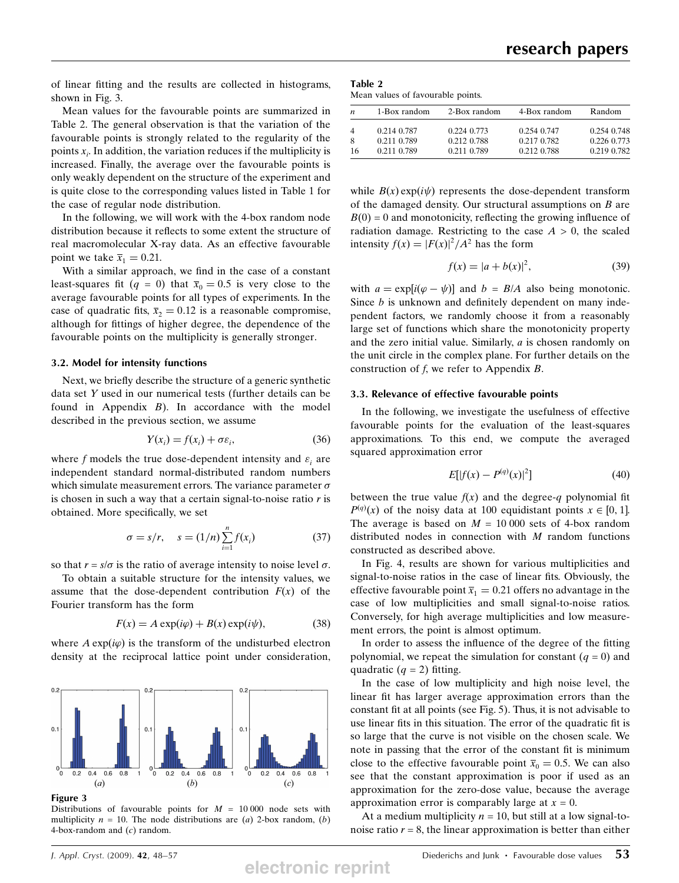of linear fitting and the results are collected in histograms, shown in Fig. 3.

Mean values for the favourable points are summarized in Table 2. The general observation is that the variation of the favourable points is strongly related to the regularity of the points $x_i$. In addition, the variation reduces if the multiplicity is increased. Finally, the average over the favourable points is only weakly dependent on the structure of the experiment and is quite close to the corresponding values listed in Table 1 for the case of regular node distribution.

In the following, we will work with the 4-box random node distribution because it reflects to some extent the structure of real macromolecular X-ray data. As an effective favourable point we take $\overline{x}_1 = 0.21$.

With a similar approach, we find in the case of a constant least-squares fit ($q = 0$) that $\overline{x}_0 = 0.5$ is very close to the average favourable points for all types of experiments. In the case of quadratic fits, $\overline{x}_2 = 0.12$ is a reasonable compromise, although for fittings of higher degree, the dependence of the favourable points on the multiplicity is generally stronger.

Figure 3
Distributions of favourable points for $M$ = 10 000 node sets with multiplicity $n$ = 10. The node distributions are (*a*) 2-box random, (*b*) 4-box-random and (*c*) random.

### 3.2. Model for intensity functions

Next, we briefly describe the structure of a generic synthetic data set $Y$ used in our numerical tests (further details can be found in Appendix *B*). In accordance with the model described in the previous section, we assume

$$Y(x_i) = f(x_i) + \sigma\varepsilon_i, \tag{36}$$

where $f$ models the true dose-dependent intensity and $\varepsilon_i$ are independent standard normal-distributed random numbers which simulate measurement errors. The variance parameter $\sigma$ is chosen in such a way that a certain signal-to-noise ratio $r$ is obtained. More specifically, we set

$$\sigma = s/r, \quad s = (1/n)\sum_{i=1}^{n} f(x_i) \tag{37}$$

so that $r = s/\sigma$ is the ratio of average intensity to noise level $\sigma$.

To obtain a suitable structure for the intensity values, we assume that the dose-dependent contribution $F(x)$ of the Fourier transform has the form

$$F(x) = A\exp(i\varphi) + B(x)\exp(i\psi), \tag{38}$$

where $A\exp(i\varphi)$ is the transform of the undisturbed electron density at the reciprocal lattice point under consideration,

**Table 2**
Mean values of favourable points.

| $n$ | 1-Box random | 2-Box random | 4-Box random | Random |
|---|---|---|---|---|
| 4 | 0.214 0.787 | 0.224 0.773 | 0.254 0.747 | 0.254 0.748 |
| 8 | 0.211 0.789 | 0.212 0.788 | 0.217 0.782 | 0.226 0.773 |
| 16 | 0.211 0.789 | 0.211 0.789 | 0.212 0.788 | 0.219 0.782 |

while $B(x)\exp(i\psi)$ represents the dose-dependent transform of the damaged density. Our structural assumptions on $B$ are $B(0) = 0$ and monotonicity, reflecting the growing influence of radiation damage. Restricting to the case $A > 0$, the scaled intensity $f(x) = |F(x)|^2/A^2$ has the form

$$f(x) = |a + b(x)|^2, \tag{39}$$

with $a = \exp[i(\varphi - \psi)]$ and $b = B/A$ also being monotonic. Since $b$ is unknown and definitely dependent on many independent factors, we randomly choose it from a reasonably large set of functions which share the monotonicity property and the zero initial value. Similarly, $a$ is chosen randomly on the unit circle in the complex plane. For further details on the construction of $f$, we refer to Appendix *B*.

### 3.3. Relevance of effective favourable points

In the following, we investigate the usefulness of effective favourable points for the evaluation of the least-squares approximations. To this end, we compute the averaged squared approximation error

$$E[|f(x) - P^{(q)}(x)|^2] \tag{40}$$

between the true value $f(x)$ and the degree-$q$ polynomial fit $P^{(q)}(x)$ of the noisy data at 100 equidistant points $x \in [0, 1]$. The average is based on $M$ = 10 000 sets of 4-box random distributed nodes in connection with $M$ random functions constructed as described above.

In Fig. 4, results are shown for various multiplicities and signal-to-noise ratios in the case of linear fits. Obviously, the effective favourable point $\overline{x}_1 = 0.21$ offers no advantage in the case of low multiplicities and small signal-to-noise ratios. Conversely, for high average multiplicities and low measurement errors, the point is almost optimum.

In order to assess the influence of the degree of the fitting polynomial, we repeat the simulation for constant ($q = 0$) and quadratic ($q = 2$) fitting.

In the case of low multiplicity and high noise level, the linear fit has larger average approximation errors than the constant fit at all points (see Fig. 5). Thus, it is not advisable to use linear fits in this situation. The error of the quadratic fit is so large that the curve is not visible on the chosen scale. We note in passing that the error of the constant fit is minimum close to the effective favourable point $\overline{x}_0 = 0.5$. We can also see that the constant approximation is poor if used as an approximation for the zero-dose value, because the average approximation error is comparably large at $x = 0$.

At a medium multiplicity $n = 10$, but still at a low signal-to-noise ratio $r = 8$, the linear approximation is better than either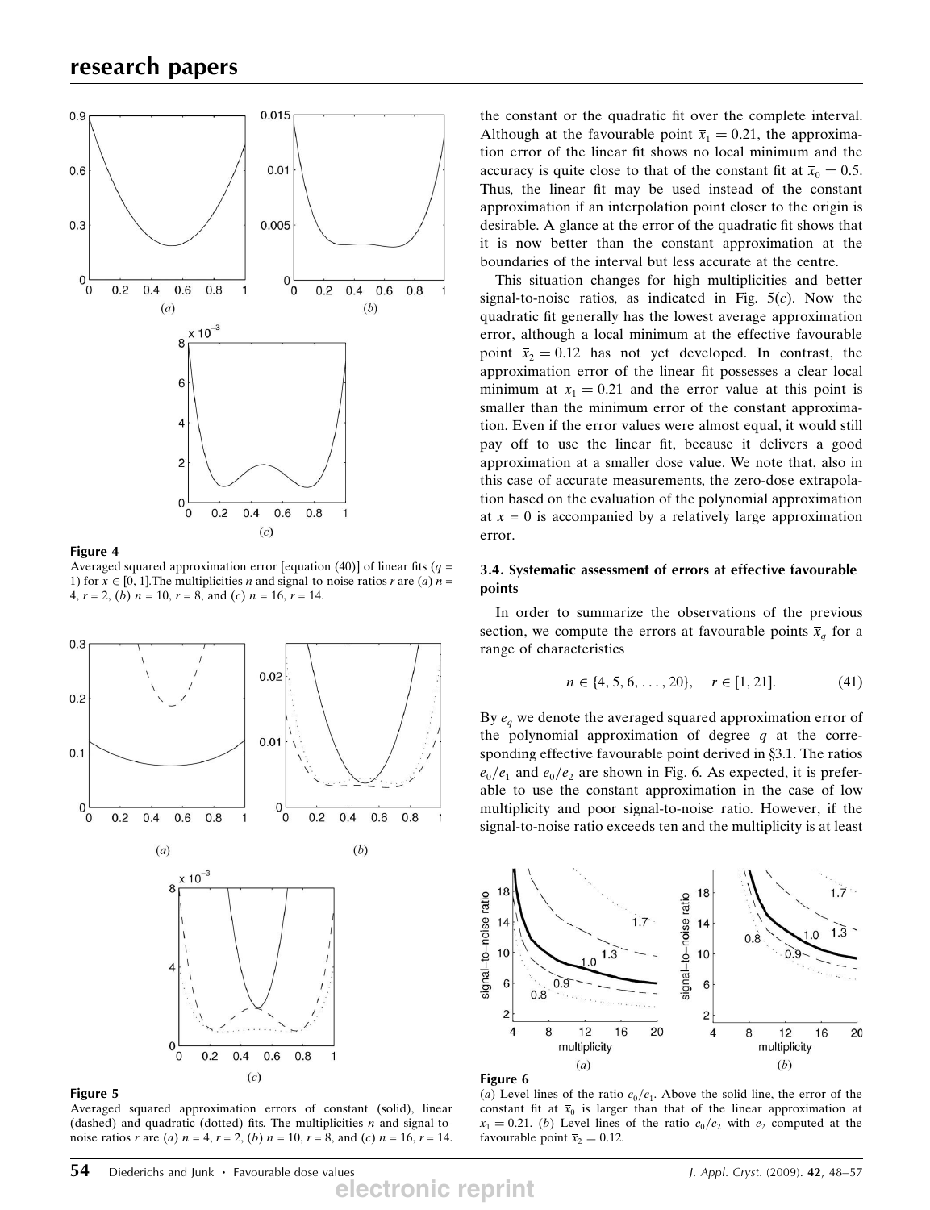the constant or the quadratic fit over the complete interval. Although at the favourable point $\bar{x}_1 = 0.21$, the approximation error of the linear fit shows no local minimum and the accuracy is quite close to that of the constant fit at $\bar{x}_0 = 0.5$. Thus, the linear fit may be used instead of the constant approximation if an interpolation point closer to the origin is desirable. A glance at the error of the quadratic fit shows that it is now better than the constant approximation at the boundaries of the interval but less accurate at the centre.

This situation changes for high multiplicities and better signal-to-noise ratios, as indicated in Fig. 5(*c*). Now the quadratic fit generally has the lowest average approximation error, although a local minimum at the effective favourable point $\bar{x}_2 = 0.12$ has not yet developed. In contrast, the approximation error of the linear fit possesses a clear local minimum at $\bar{x}_1 = 0.21$ and the error value at this point is smaller than the minimum error of the constant approximation. Even if the error values were almost equal, it would still pay off to use the linear fit, because it delivers a good approximation at a smaller dose value. We note that, also in this case of accurate measurements, the zero-dose extrapolation based on the evaluation of the polynomial approximation at $x = 0$ is accompanied by a relatively large approximation error.

**Figure 4**
Averaged squared approximation error [equation (40)] of linear fits ($q = 1$) for $x \in [0, 1]$. The multiplicities $n$ and signal-to-noise ratios $r$ are (*a*) $n = 4$, $r = 2$, (*b*) $n = 10$, $r = 8$, and (*c*) $n = 16$, $r = 14$.

**Figure 5**
Averaged squared approximation errors of constant (solid), linear (dashed) and quadratic (dotted) fits. The multiplicities $n$ and signal-to-noise ratios $r$ are (*a*) $n = 4$, $r = 2$, (*b*) $n = 10$, $r = 8$, and (*c*) $n = 16$, $r = 14$.

### 3.4. Systematic assessment of errors at effective favourable points

In order to summarize the observations of the previous section, we compute the errors at favourable points $\bar{x}_q$ for a range of characteristics

$$n \in \{4, 5, 6, \ldots, 20\}, \quad r \in [1, 21]. \tag{41}$$

By $e_q$ we denote the averaged squared approximation error of the polynomial approximation of degree $q$ at the corresponding effective favourable point derived in §3.1. The ratios $e_0/e_1$ and $e_0/e_2$ are shown in Fig. 6. As expected, it is preferable to use the constant approximation in the case of low multiplicity and poor signal-to-noise ratio. However, if the signal-to-noise ratio exceeds ten and the multiplicity is at least

**Figure 6**
(*a*) Level lines of the ratio $e_0/e_1$. Above the solid line, the error of the constant fit at $\bar{x}_0$ is larger than that of the linear approximation at $\bar{x}_1 = 0.21$. (*b*) Level lines of the ratio $e_0/e_2$ with $e_2$ computed at the favourable point $\bar{x}_2 = 0.12$.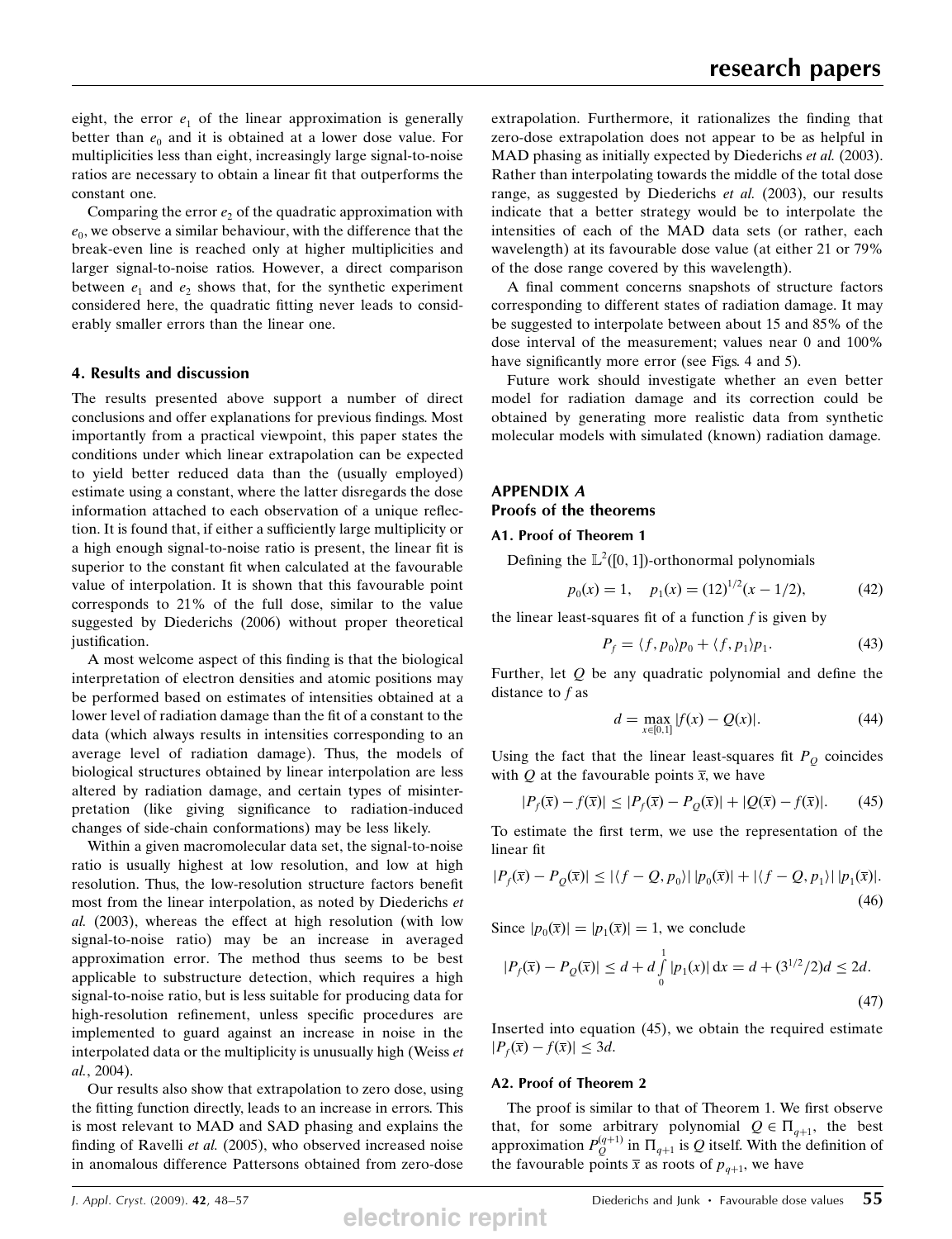eight, the error $e_1$ of the linear approximation is generally better than $e_0$ and it is obtained at a lower dose value. For multiplicities less than eight, increasingly large signal-to-noise ratios are necessary to obtain a linear fit that outperforms the constant one.

Comparing the error $e_2$ of the quadratic approximation with $e_0$, we observe a similar behaviour, with the difference that the break-even line is reached only at higher multiplicities and larger signal-to-noise ratios. However, a direct comparison between $e_1$ and $e_2$ shows that, for the synthetic experiment considered here, the quadratic fitting never leads to considerably smaller errors than the linear one.

## 4. Results and discussion

The results presented above support a number of direct conclusions and offer explanations for previous findings. Most importantly from a practical viewpoint, this paper states the conditions under which linear extrapolation can be expected to yield better reduced data than the (usually employed) estimate using a constant, where the latter disregards the dose information attached to each observation of a unique reflection. It is found that, if either a sufficiently large multiplicity or a high enough signal-to-noise ratio is present, the linear fit is superior to the constant fit when calculated at the favourable value of interpolation. It is shown that this favourable point corresponds to 21% of the full dose, similar to the value suggested by Diederichs (2006) without proper theoretical justification.

A most welcome aspect of this finding is that the biological interpretation of electron densities and atomic positions may be performed based on estimates of intensities obtained at a lower level of radiation damage than the fit of a constant to the data (which always results in intensities corresponding to an average level of radiation damage). Thus, the models of biological structures obtained by linear interpolation are less altered by radiation damage, and certain types of misinterpretation (like giving significance to radiation-induced changes of side-chain conformations) may be less likely.

Within a given macromolecular data set, the signal-to-noise ratio is usually highest at low resolution, and low at high resolution. Thus, the low-resolution structure factors benefit most from the linear interpolation, as noted by Diederichs *et al.* (2003), whereas the effect at high resolution (with low signal-to-noise ratio) may be an increase in averaged approximation error. The method thus seems to be best applicable to substructure detection, which requires a high signal-to-noise ratio, but is less suitable for producing data for high-resolution refinement, unless specific procedures are implemented to guard against an increase in noise in the interpolated data or the multiplicity is unusually high (Weiss *et al.*, 2004).

Our results also show that extrapolation to zero dose, using the fitting function directly, leads to an increase in errors. This is most relevant to MAD and SAD phasing and explains the finding of Ravelli *et al.* (2005), who observed increased noise in anomalous difference Pattersons obtained from zero-dose extrapolation. Furthermore, it rationalizes the finding that zero-dose extrapolation does not appear to be as helpful in MAD phasing as initially expected by Diederichs *et al.* (2003). Rather than interpolating towards the middle of the total dose range, as suggested by Diederichs *et al.* (2003), our results indicate that a better strategy would be to interpolate the intensities of each of the MAD data sets (or rather, each wavelength) at its favourable dose value (at either 21 or 79% of the dose range covered by this wavelength).

A final comment concerns snapshots of structure factors corresponding to different states of radiation damage. It may be suggested to interpolate between about 15 and 85% of the dose interval of the measurement; values near 0 and 100% have significantly more error (see Figs. 4 and 5).

Future work should investigate whether an even better model for radiation damage and its correction could be obtained by generating more realistic data from synthetic molecular models with simulated (known) radiation damage.

## APPENDIX A
## Proofs of the theorems

### A1. Proof of Theorem 1

Defining the $\mathbb{L}^2([0,1])$-orthonormal polynomials

$$p_0(x) = 1, \quad p_1(x) = (12)^{1/2}(x - 1/2), \tag{42}$$

the linear least-squares fit of a function $f$ is given by

$$P_f = \langle f, p_0 \rangle p_0 + \langle f, p_1 \rangle p_1. \tag{43}$$

Further, let $Q$ be any quadratic polynomial and define the distance to $f$ as

$$d = \max_{x \in [0,1]} |f(x) - Q(x)|. \tag{44}$$

Using the fact that the linear least-squares fit $P_Q$ coincides with $Q$ at the favourable points $\overline{x}$, we have

$$|P_f(\overline{x}) - f(\overline{x})| \le |P_f(\overline{x}) - P_Q(\overline{x})| + |Q(\overline{x}) - f(\overline{x})|. \tag{45}$$

To estimate the first term, we use the representation of the linear fit

$$|P_f(\overline{x}) - P_Q(\overline{x})| \le |\langle f - Q, p_0 \rangle| \, |p_0(\overline{x})| + |\langle f - Q, p_1 \rangle| \, |p_1(\overline{x})|. \tag{46}$$

Since $|p_0(\overline{x})| = |p_1(\overline{x})| = 1$, we conclude

$$|P_f(\overline{x}) - P_Q(\overline{x})| \le d + d \int_0^1 |p_1(x)| \, \mathrm{d}x = d + (3^{1/2}/2)d \le 2d. \tag{47}$$

Inserted into equation (45), we obtain the required estimate $|P_f(\overline{x}) - f(\overline{x})| \le 3d$.

### A2. Proof of Theorem 2

The proof is similar to that of Theorem 1. We first observe that, for some arbitrary polynomial $Q \in \Pi_{q+1}$, the best approximation $P_Q^{(q+1)}$ in $\Pi_{q+1}$ is $Q$ itself. With the definition of the favourable points $\overline{x}$ as roots of $p_{q+1}$, we have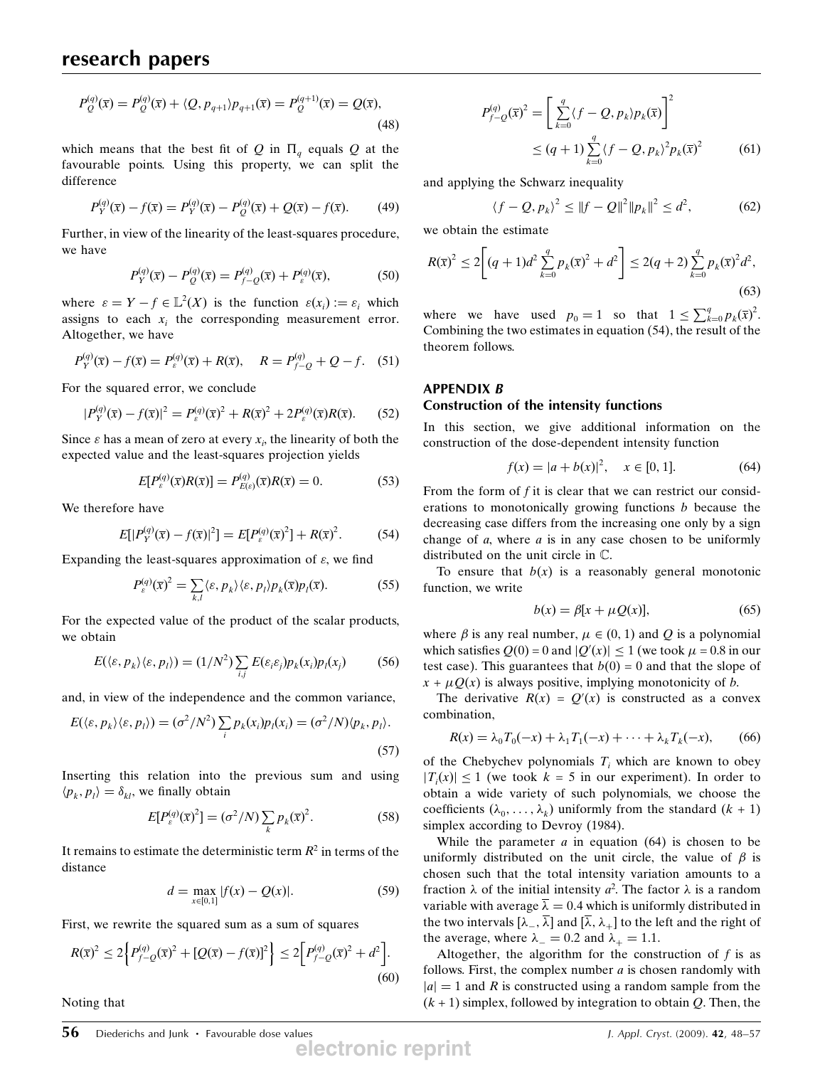$$P_Q^{(q)}(\overline{x}) = P_Q^{(q)}(\overline{x}) + \langle Q, p_{q+1}\rangle p_{q+1}(\overline{x}) = P_Q^{(q+1)}(\overline{x}) = Q(\overline{x}), \tag{48}$$

which means that the best fit of $Q$ in $\Pi_q$ equals $Q$ at the favourable points. Using this property, we can split the difference

$$P_Y^{(q)}(\overline{x}) - f(\overline{x}) = P_Y^{(q)}(\overline{x}) - P_Q^{(q)}(\overline{x}) + Q(\overline{x}) - f(\overline{x}). \tag{49}$$

Further, in view of the linearity of the least-squares procedure, we have

$$P_Y^{(q)}(\overline{x}) - P_Q^{(q)}(\overline{x}) = P_{f-Q}^{(q)}(\overline{x}) + P_\varepsilon^{(q)}(\overline{x}), \tag{50}$$

where $\varepsilon = Y - f \in \mathbb{L}^2(X)$ is the function $\varepsilon(x_i) := \varepsilon_i$ which assigns to each $x_i$ the corresponding measurement error. Altogether, we have

$$P_Y^{(q)}(\overline{x}) - f(\overline{x}) = P_\varepsilon^{(q)}(\overline{x}) + R(\overline{x}), \quad R = P_{f-Q}^{(q)} + Q - f. \tag{51}$$

For the squared error, we conclude

$$|P_Y^{(q)}(\overline{x}) - f(\overline{x})|^2 = P_\varepsilon^{(q)}(\overline{x})^2 + R(\overline{x})^2 + 2P_\varepsilon^{(q)}(\overline{x})R(\overline{x}). \tag{52}$$

Since $\varepsilon$ has a mean of zero at every $x_i$, the linearity of both the expected value and the least-squares projection yields

$$E[P_\varepsilon^{(q)}(\overline{x})R(\overline{x})] = P_{E(\varepsilon)}^{(q)}(\overline{x})R(\overline{x}) = 0. \tag{53}$$

We therefore have

$$E[|P_Y^{(q)}(\overline{x}) - f(\overline{x})|^2] = E[P_\varepsilon^{(q)}(\overline{x})^2] + R(\overline{x})^2. \tag{54}$$

Expanding the least-squares approximation of $\varepsilon$, we find

$$P_\varepsilon^{(q)}(\overline{x})^2 = \sum_{k,l} \langle \varepsilon, p_k\rangle \langle \varepsilon, p_l\rangle p_k(\overline{x}) p_l(\overline{x}). \tag{55}$$

For the expected value of the product of the scalar products, we obtain

$$E(\langle \varepsilon, p_k\rangle \langle \varepsilon, p_l\rangle) = (1/N^2) \sum_{i,j} E(\varepsilon_i \varepsilon_j) p_k(x_i) p_l(x_j) \tag{56}$$

and, in view of the independence and the common variance,

$$E(\langle \varepsilon, p_k\rangle \langle \varepsilon, p_l\rangle) = (\sigma^2/N^2) \sum_i p_k(x_i) p_l(x_i) = (\sigma^2/N)\langle p_k, p_l\rangle. \tag{57}$$

Inserting this relation into the previous sum and using $\langle p_k, p_l\rangle = \delta_{kl}$, we finally obtain

$$E[P_\varepsilon^{(q)}(\overline{x})^2] = (\sigma^2/N) \sum_k p_k(\overline{x})^2. \tag{58}$$

It remains to estimate the deterministic term $R^2$ in terms of the distance

$$d = \max_{x \in [0,1]} |f(x) - Q(x)|. \tag{59}$$

First, we rewrite the squared sum as a sum of squares

$$R(\overline{x})^2 \le 2\left\{ P_{f-Q}^{(q)}(\overline{x})^2 + [Q(\overline{x}) - f(\overline{x})]^2 \right\} \le 2\left[ P_{f-Q}^{(q)}(\overline{x})^2 + d^2 \right]. \tag{60}$$

Noting that

$$P_{f-Q}^{(q)}(\overline{x})^2 = \left[ \sum_{k=0}^{q} \langle f-Q, p_k\rangle p_k(\overline{x}) \right]^2 \le (q+1) \sum_{k=0}^{q} \langle f-Q, p_k\rangle^2 p_k(\overline{x})^2 \tag{61}$$

and applying the Schwarz inequality

$$\langle f-Q, p_k\rangle^2 \le \|f-Q\|^2 \|p_k\|^2 \le d^2, \tag{62}$$

we obtain the estimate

$$R(\overline{x})^2 \le 2\left[ (q+1)d^2 \sum_{k=0}^{q} p_k(\overline{x})^2 + d^2 \right] \le 2(q+2) \sum_{k=0}^{q} p_k(\overline{x})^2 d^2, \tag{63}$$

where we have used $p_0 = 1$ so that $1 \le \sum_{k=0}^{q} p_k(\overline{x})^2$. Combining the two estimates in equation (54), the result of the theorem follows.

## APPENDIX *B*
### Construction of the intensity functions

In this section, we give additional information on the construction of the dose-dependent intensity function

$$f(x) = |a + b(x)|^2, \quad x \in [0, 1]. \tag{64}$$

From the form of $f$ it is clear that we can restrict our considerations to monotonically growing functions $b$ because the decreasing case differs from the increasing one only by a sign change of $a$, where $a$ is in any case chosen to be uniformly distributed on the unit circle in $\mathbb{C}$.

To ensure that $b(x)$ is a reasonably general monotonic function, we write

$$b(x) = \beta[x + \mu Q(x)], \tag{65}$$

where $\beta$ is any real number, $\mu \in (0, 1)$ and $Q$ is a polynomial which satisfies $Q(0) = 0$ and $|Q'(x)| \le 1$ (we took $\mu = 0.8$ in our test case). This guarantees that $b(0) = 0$ and that the slope of $x + \mu Q(x)$ is always positive, implying monotonicity of $b$.

The derivative $R(x) = Q'(x)$ is constructed as a convex combination,

$$R(x) = \lambda_0 T_0(-x) + \lambda_1 T_1(-x) + \cdots + \lambda_k T_k(-x), \tag{66}$$

of the Chebychev polynomials $T_i$ which are known to obey $|T_i(x)| \le 1$ (we took $k = 5$ in our experiment). In order to obtain a wide variety of such polynomials, we choose the coefficients $(\lambda_0, \ldots, \lambda_k)$ uniformly from the standard $(k+1)$ simplex according to Devroy (1984).

While the parameter $a$ in equation (64) is chosen to be uniformly distributed on the unit circle, the value of $\beta$ is chosen such that the total intensity variation amounts to a fraction $\lambda$ of the initial intensity $a^2$. The factor $\lambda$ is a random variable with average $\overline{\lambda} = 0.4$ which is uniformly distributed in the two intervals $[\lambda_-, \overline{\lambda}]$ and $[\overline{\lambda}, \lambda_+]$ to the left and the right of the average, where $\lambda_- = 0.2$ and $\lambda_+ = 1.1$.

Altogether, the algorithm for the construction of $f$ is as follows. First, the complex number $a$ is chosen randomly with $|a| = 1$ and $R$ is constructed using a random sample from the $(k+1)$ simplex, followed by integration to obtain $Q$. Then, the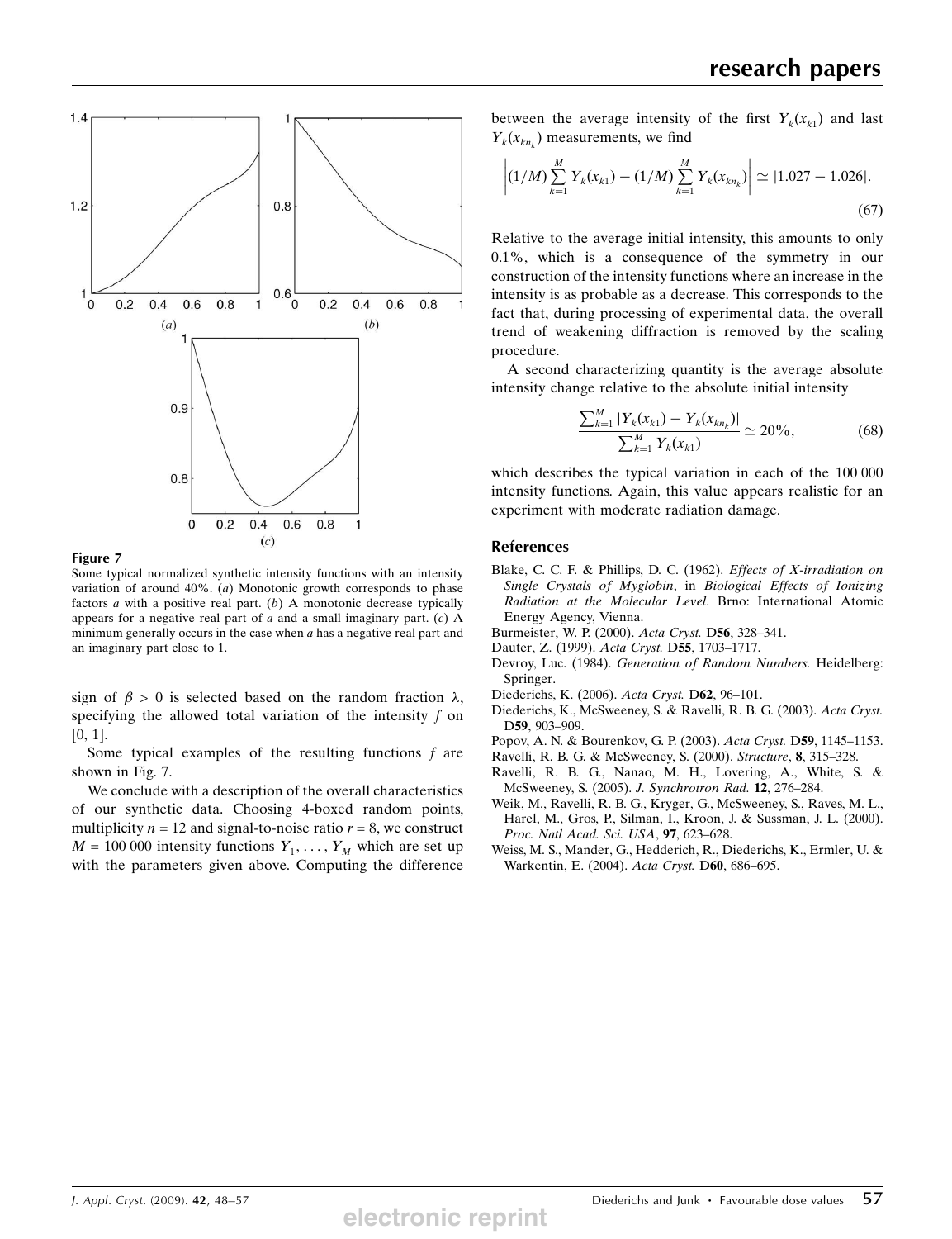1.4

1.2

1

0 0.2 0.4 0.6 0.8 1

(*a*)

1

0.8

0.6

0 0.2 0.4 0.6 0.8 1

(*b*)

1

0.9

0.8

0 0.2 0.4 0.6 0.8 1

(*c*)

**Figure 7**
Some typical normalized synthetic intensity functions with an intensity variation of around 40%. (*a*) Monotonic growth corresponds to phase factors *a* with a positive real part. (*b*) A monotonic decrease typically appears for a negative real part of *a* and a small imaginary part. (*c*) A minimum generally occurs in the case when *a* has a negative real part and an imaginary part close to 1.

sign of $\beta > 0$ is selected based on the random fraction $\lambda$, specifying the allowed total variation of the intensity $f$ on [0, 1].

Some typical examples of the resulting functions $f$ are shown in Fig. 7.

We conclude with a description of the overall characteristics of our synthetic data. Choosing 4-boxed random points, multiplicity $n = 12$ and signal-to-noise ratio $r = 8$, we construct $M = 100\,000$ intensity functions $Y_1, \ldots, Y_M$ which are set up with the parameters given above. Computing the difference between the average intensity of the first $Y_k(x_{k1})$ and last $Y_k(x_{kn_k})$ measurements, we find

$$\left|(1/M)\sum_{k=1}^{M} Y_k(x_{k1}) - (1/M)\sum_{k=1}^{M} Y_k(x_{kn_k})\right| \simeq |1.027 - 1.026|. \qquad (67)$$

Relative to the average initial intensity, this amounts to only 0.1%, which is a consequence of the symmetry in our construction of the intensity functions where an increase in the intensity is as probable as a decrease. This corresponds to the fact that, during processing of experimental data, the overall trend of weakening diffraction is removed by the scaling procedure.

A second characterizing quantity is the average absolute intensity change relative to the absolute initial intensity

$$\frac{\sum_{k=1}^{M} |Y_k(x_{k1}) - Y_k(x_{kn_k})|}{\sum_{k=1}^{M} Y_k(x_{k1})} \simeq 20\%, \qquad (68)$$

which describes the typical variation in each of the 100 000 intensity functions. Again, this value appears realistic for an experiment with moderate radiation damage.

## References

Blake, C. C. F. & Phillips, D. C. (1962). *Effects of X-irradiation on Single Crystals of Myglobin*, in *Biological Effects of Ionizing Radiation at the Molecular Level*. Brno: International Atomic Energy Agency, Vienna.

Burmeister, W. P. (2000). *Acta Cryst.* D**56**, 328–341.

Dauter, Z. (1999). *Acta Cryst.* D**55**, 1703–1717.

Devroy, Luc. (1984). *Generation of Random Numbers.* Heidelberg: Springer.

Diederichs, K. (2006). *Acta Cryst.* D**62**, 96–101.

Diederichs, K., McSweeney, S. & Ravelli, R. B. G. (2003). *Acta Cryst.* D**59**, 903–909.

Popov, A. N. & Bourenkov, G. P. (2003). *Acta Cryst.* D**59**, 1145–1153.

Ravelli, R. B. G. & McSweeney, S. (2000). *Structure*, **8**, 315–328.

Ravelli, R. B. G., Nanao, M. H., Lovering, A., White, S. & McSweeney, S. (2005). *J. Synchrotron Rad.* **12**, 276–284.

Weik, M., Ravelli, R. B. G., Kryger, G., McSweeney, S., Raves, M. L., Harel, M., Gros, P., Silman, I., Kroon, J. & Sussman, J. L. (2000). *Proc. Natl Acad. Sci. USA*, **97**, 623–628.

Weiss, M. S., Mander, G., Hedderich, R., Diederichs, K., Ermler, U. & Warkentin, E. (2004). *Acta Cryst.* D**60**, 686–695.